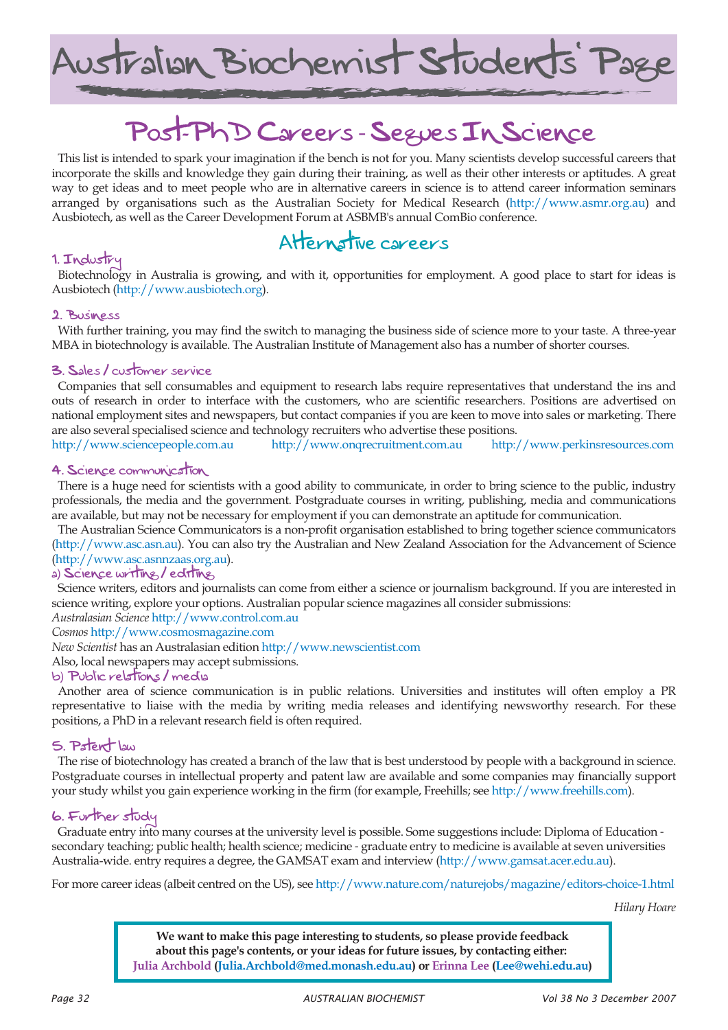# Australian Biochemist Students' Page

## Post-PhD Careers - Segues In Science

This list is intended to spark your imagination if the bench is not for you. Many scientists develop successful careers that incorporate the skills and knowledge they gain during their training, as well as their other interests or aptitudes. A great way to get ideas and to meet people who are in alternative careers in science is to attend career information seminars arranged by organisations such as the Australian Society for Medical Research (http://www.asmr.org.au) and Ausbiotech, as well as the Career Development Forum at ASBMB's annual ComBio conference.

## Alternative careers

### 1. Industry

Biotechnology in Australia is growing, and with it, opportunities for employment. A good place to start for ideas is Ausbiotech (http://www.ausbiotech.org).

### 2. Business

With further training, you may find the switch to managing the business side of science more to your taste. A three-year MBA in biotechnology is available. The Australian Institute of Management also has a number of shorter courses.

### 3. Sales / customer service

Companies that sell consumables and equipment to research labs require representatives that understand the ins and outs of research in order to interface with the customers, who are scientific researchers. Positions are advertised on national employment sites and newspapers, but contact companies if you are keen to move into sales or marketing. There are also several specialised science and technology recruiters who advertise these positions.

http://www.sciencepeople.com.au http://www.onqrecruitment.com.au http://www.perkinsresources.com

### 4. Science communication

There is a huge need for scientists with a good ability to communicate, in order to bring science to the public, industry professionals, the media and the government. Postgraduate courses in writing, publishing, media and communications are available, but may not be necessary for employment if you can demonstrate an aptitude for communication.

The Australian Science Communicators is a non-profit organisation established to bring together science communicators (http://www.asc.asn.au). You can also try the Australian and New Zealand Association for the Advancement of Science (http://www.asc.asnnzaas.org.au).

#### a) Science writing / editing

Science writers, editors and journalists can come from either a science or journalism background. If you are interested in science writing, explore your options. Australian popular science magazines all consider submissions:

*Australasian Science* http://www.control.com.au

*Cosmos* http://www.cosmosmagazine.com

*New Scientist* has an Australasian edition http://www.newscientist.com

Also, local newspapers may accept submissions.

#### b) Public relations / media

Another area of science communication is in public relations. Universities and institutes will often employ a PR representative to liaise with the media by writing media releases and identifying newsworthy research. For these positions, a PhD in a relevant research field is often required.

### 5. Patent law

The rise of biotechnology has created a branch of the law that is best understood by people with a background in science. Postgraduate courses in intellectual property and patent law are available and some companies may financially support your study whilst you gain experience working in the firm (for example, Freehills; see http://www.freehills.com).

### 6. Further study

Graduate entry into many courses at the university level is possible. Some suggestions include: Diploma of Education - secondary teaching; public health; health science; medicine - graduate entry to medicine is available at seven universities Australia-wide. entry requires a degree, the GAMSAT exam and interview (http://www.gamsat.acer.edu.au).

For more career ideas (albeit centred on the US), see http://www.nature.com/naturejobs/magazine/editors-choice-1.html

*Hilary Hoare*

**We want to make this page interesting to students, so please provide feedback about this page's contents, or your ideas for future issues, by contacting either: Julia Archbold (Julia.Archbold@med.monash.edu.au) or Erinna Lee (Lee@wehi.edu.au)**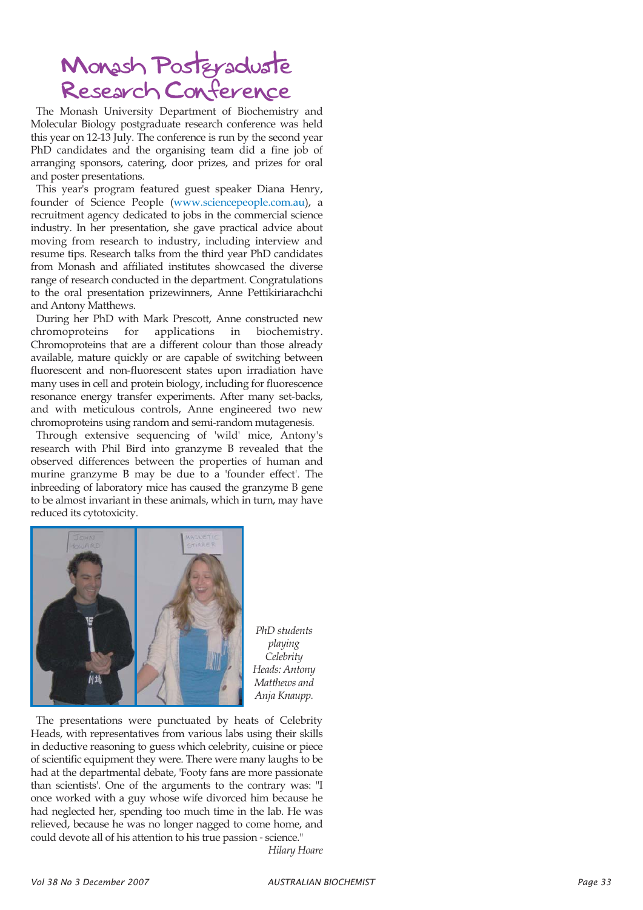# Monash Postgraduate Research Conference

The Monash University Department of Biochemistry and Molecular Biology postgraduate research conference was held this year on 12-13 July. The conference is run by the second year PhD candidates and the organising team did a fine job of arranging sponsors, catering, door prizes, and prizes for oral and poster presentations.

This year's program featured guest speaker Diana Henry, founder of Science People (www.sciencepeople.com.au), a recruitment agency dedicated to jobs in the commercial science industry. In her presentation, she gave practical advice about moving from research to industry, including interview and resume tips. Research talks from the third year PhD candidates from Monash and affiliated institutes showcased the diverse range of research conducted in the department. Congratulations to the oral presentation prizewinners, Anne Pettikiriarachchi and Antony Matthews.

During her PhD with Mark Prescott, Anne constructed new chromoproteins for applications in biochemistry. Chromoproteins that are a different colour than those already available, mature quickly or are capable of switching between fluorescent and non-fluorescent states upon irradiation have many uses in cell and protein biology, including for fluorescence resonance energy transfer experiments. After many set-backs, and with meticulous controls, Anne engineered two new chromoproteins using random and semi-random mutagenesis.

Through extensive sequencing of 'wild' mice, Antony's research with Phil Bird into granzyme B revealed that the observed differences between the properties of human and murine granzyme B may be due to a 'founder effect'. The inbreeding of laboratory mice has caused the granzyme B gene to be almost invariant in these animals, which in turn, may have reduced its cytotoxicity.

*PhD students playing Celebrity Heads: Antony Matthews and Anja Knaupp.*

The presentations were punctuated by heats of Celebrity Heads, with representatives from various labs using their skills in deductive reasoning to guess which celebrity, cuisine or piece of scientific equipment they were. There were many laughs to be had at the departmental debate, 'Footy fans are more passionate than scientists'. One of the arguments to the contrary was: "I once worked with a guy whose wife divorced him because he had neglected her, spending too much time in the lab. He was relieved, because he was no longer nagged to come home, and could devote all of his attention to his true passion - science."

*Hilary Hoare*